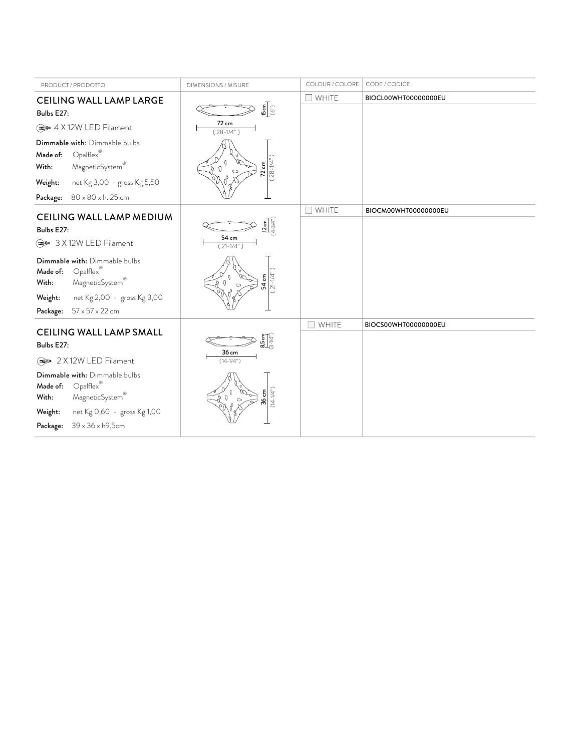| PRODUCT / PRODOTTO | DIMENSIONS / MISURE | COLOUR / COLORE | CODE / CODICE |
|---|---|---|---|
| **CEILING WALL LAMP LARGE**<br>**Bulbs E27:**<br>4 X 12W LED Filament<br>**Dimmable with:** Dimmable bulbs<br>**Made of:** Opalflex®<br>**With:** MagneticSystem®<br>**Weight:** net Kg 3,00 - gross Kg 5,50<br>**Package:** 80 x 80 x h. 25 cm | 15 cm (6")<br>72 cm (28-1/4")<br>72 cm (28-1/4") | WHITE | BIOCL00WHT00000000EU |
| **CEILING WALL LAMP MEDIUM**<br>**Bulbs E27:**<br>3 X 12W LED Filament<br>**Dimmable with:** Dimmable bulbs<br>**Made of:** Opalflex®<br>**With:** MagneticSystem®<br>**Weight:** net Kg 2,00 - gross Kg 3,00<br>**Package:** 57 x 57 x 22 cm | 12cm (4-3/4")<br>54 cm (21-1/4")<br>54 cm (21-1/4") | WHITE | BIOCM00WHT00000000EU |
| **CEILING WALL LAMP SMALL**<br>**Bulbs E27:**<br>2 X 12W LED Filament<br>**Dimmable with:** Dimmable bulbs<br>**Made of:** Opalflex®<br>**With:** MagneticSystem®<br>**Weight:** net Kg 0,60 - gross Kg 1,00<br>**Package:** 39 x 36 x h9,5cm | 8,5cm (3-1/4")<br>36 cm (14-1/4")<br>36 cm (14-1/4") | WHITE | BIOCS00WHT00000000EU |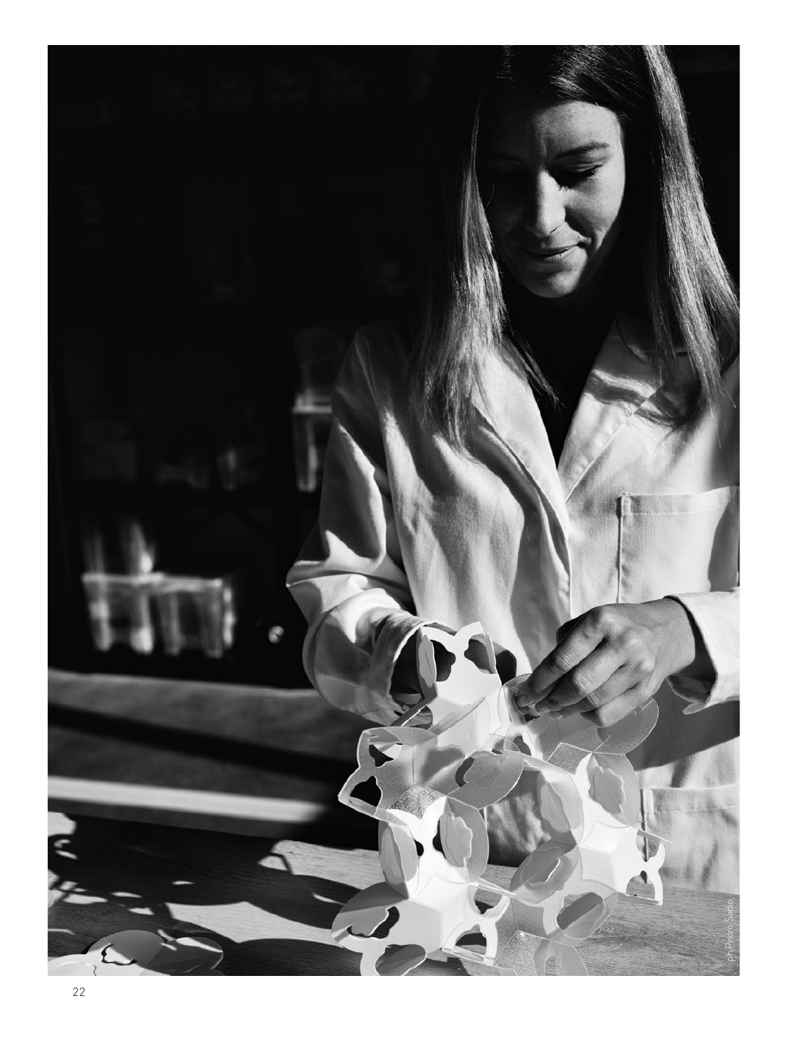ph.Pedro Sadio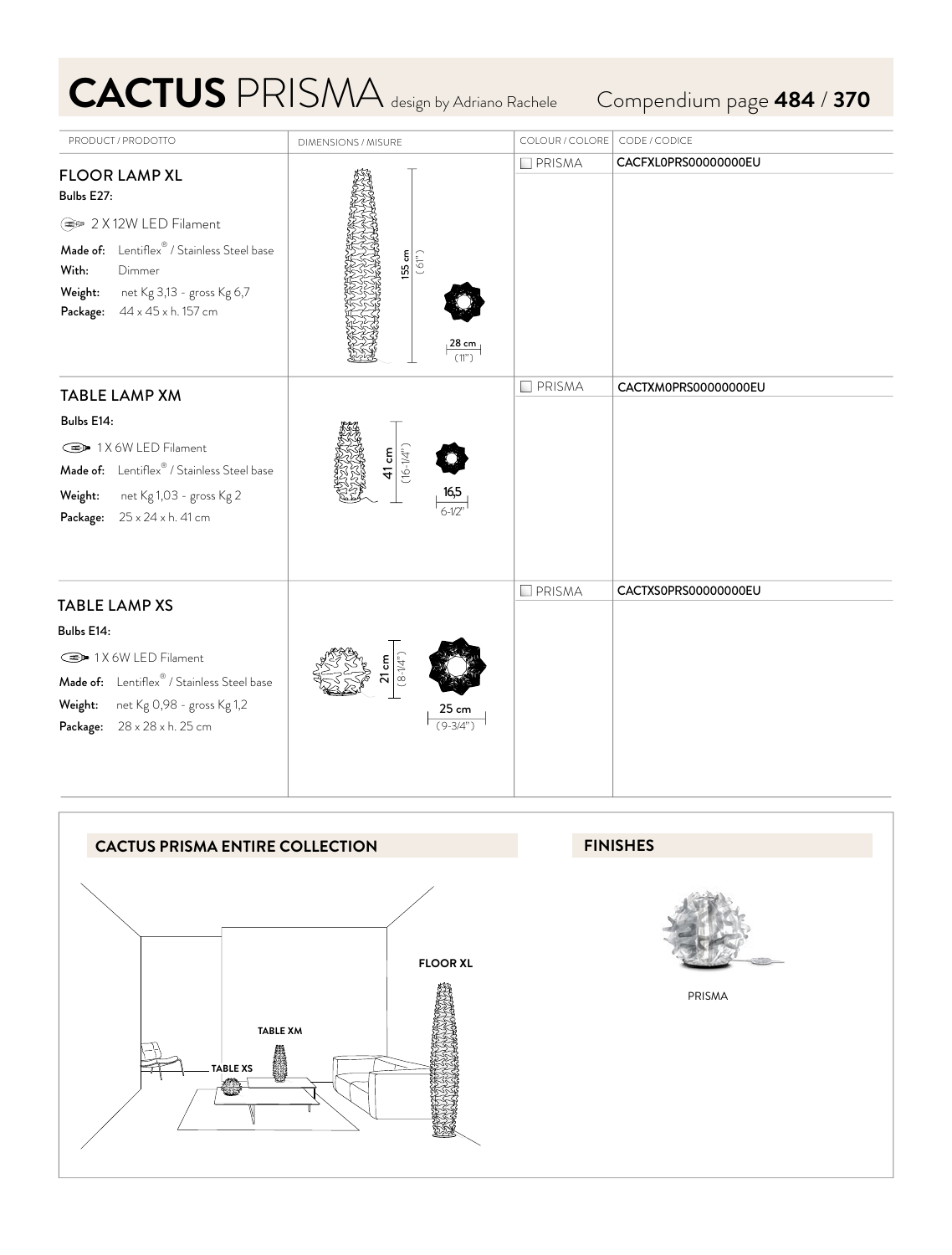# **CACTUS** PRISMA design by Adriano Rachele

Compendium page **484** / **370**

| PRODUCT / PRODOTTO | DIMENSIONS / MISURE | COLOUR / COLORE | CODE / CODICE |
| --- | --- | --- | --- |
| FLOOR LAMP XL<br>Bulbs E27:<br>2 X 12W LED Filament<br>**Made of:** Lentiflex® / Stainless Steel base<br>**With:** Dimmer<br>**Weight:** net Kg 3,13 - gross Kg 6,7<br>**Package:** 44 x 45 x h. 157 cm | 155 cm (61")<br>28 cm (11") | ☐ PRISMA | CACFXL0PRS00000000EU |
| TABLE LAMP XM<br>Bulbs E14:<br>1 X 6W LED Filament<br>**Made of:** Lentiflex® / Stainless Steel base<br>**Weight:** net Kg 1,03 - gross Kg 2<br>**Package:** 25 x 24 x h. 41 cm | 41 cm (16-1/4")<br>16,5 6-1/2" | ☐ PRISMA | CACTXM0PRS00000000EU |
| TABLE LAMP XS<br>Bulbs E14:<br>1 X 6W LED Filament<br>**Made of:** Lentiflex® / Stainless Steel base<br>**Weight:** net Kg 0,98 - gross Kg 1,2<br>**Package:** 28 x 28 x h. 25 cm | 21 cm (8-1/4")<br>25 cm (9-3/4") | ☐ PRISMA | CACTXS0PRS00000000EU |

## CACTUS PRISMA ENTIRE COLLECTION

FLOOR XL

TABLE XM

TABLE XS

## FINISHES

PRISMA